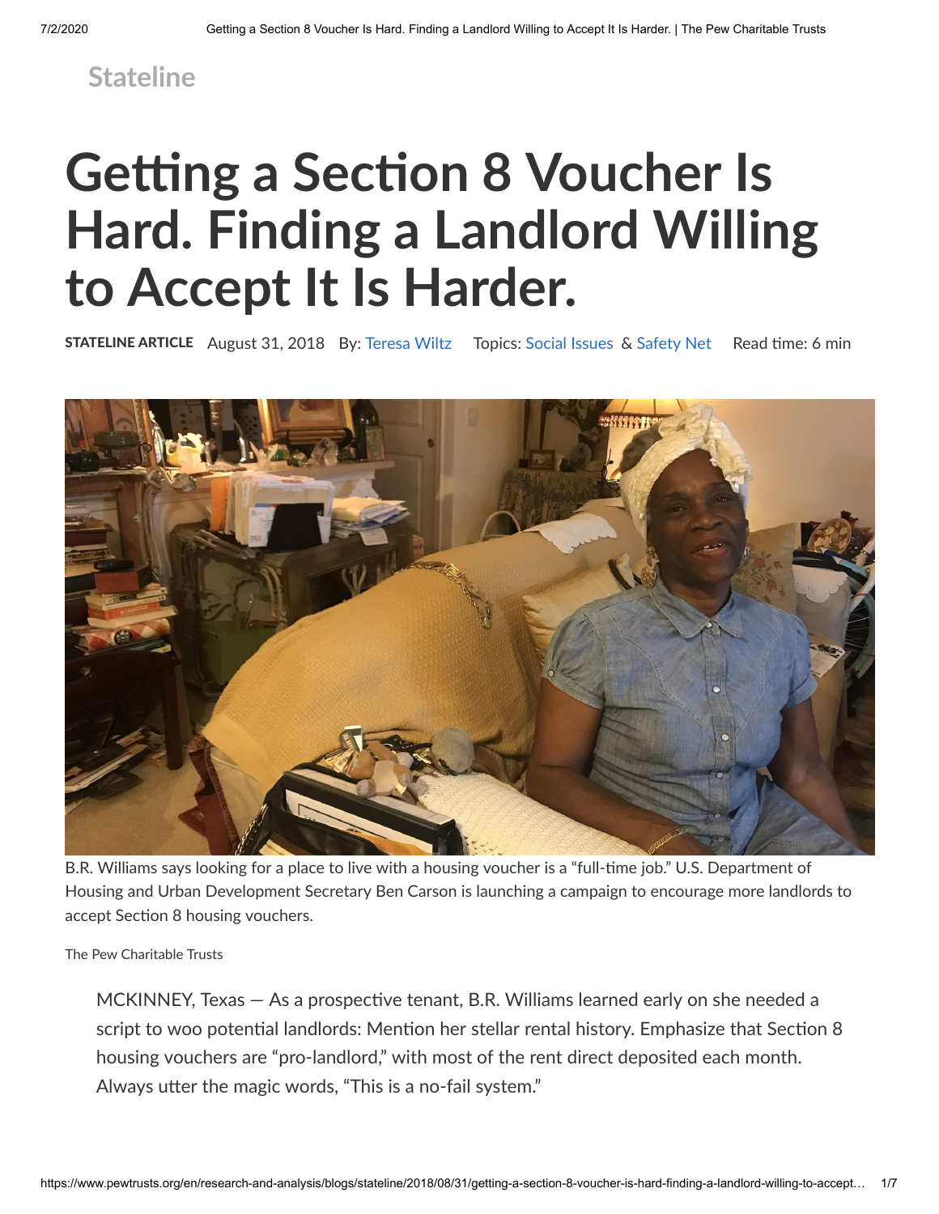Stateline

# Getting a Section 8 Voucher Is Hard. Finding a Landlord Willing to Accept It Is Harder.

**STATELINE ARTICLE** August 31, 2018 By: Teresa Wiltz Topics: Social Issues & Safety Net Read time: 6 min

B.R. Williams says looking for a place to live with a housing voucher is a "full-time job." U.S. Department of Housing and Urban Development Secretary Ben Carson is launching a campaign to encourage more landlords to accept Section 8 housing vouchers.

The Pew Charitable Trusts

MCKINNEY, Texas — As a prospective tenant, B.R. Williams learned early on she needed a script to woo potential landlords: Mention her stellar rental history. Emphasize that Section 8 housing vouchers are "pro-landlord," with most of the rent direct deposited each month. Always utter the magic words, "This is a no-fail system."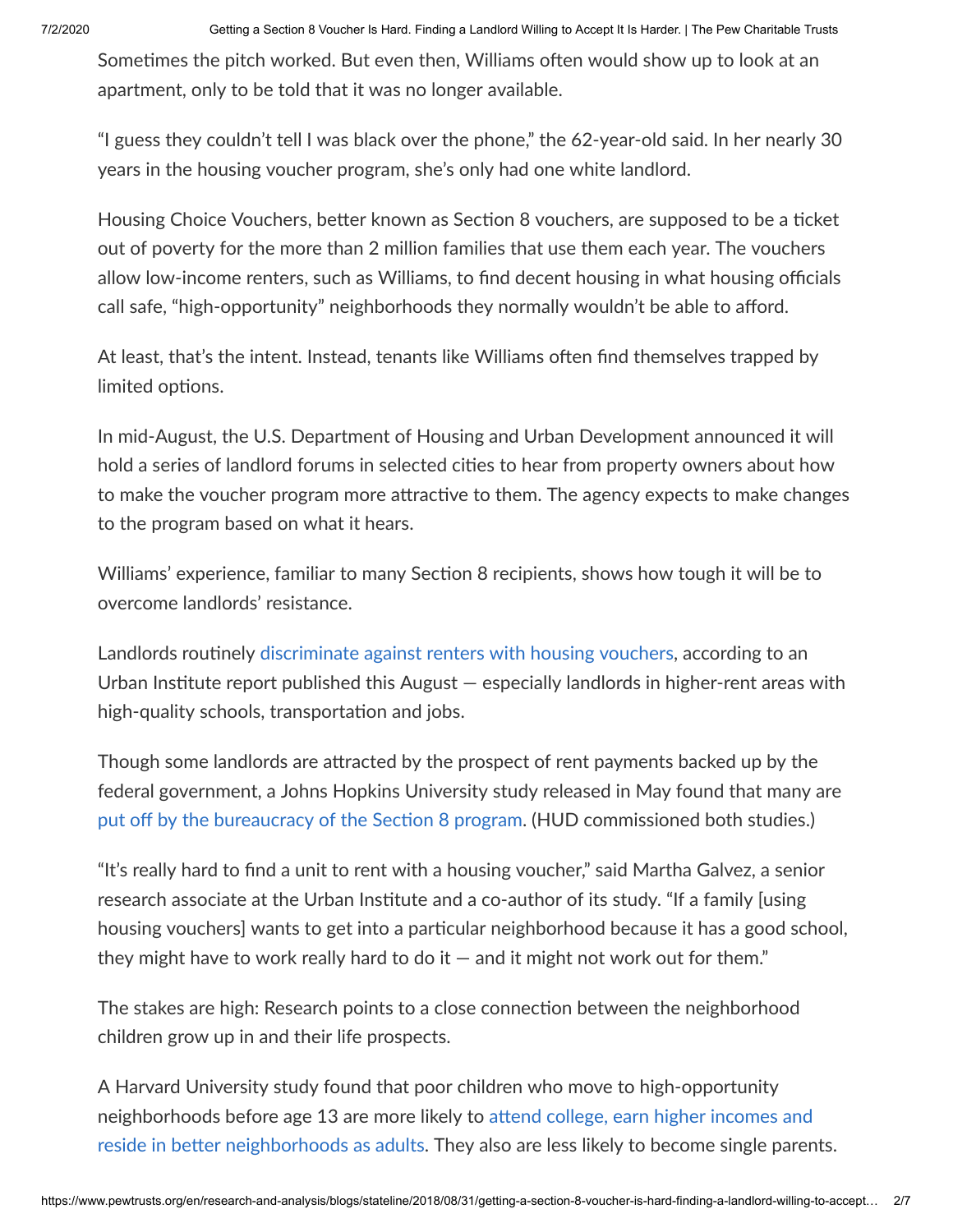Sometimes the pitch worked. But even then, Williams often would show up to look at an apartment, only to be told that it was no longer available.

"I guess they couldn't tell I was black over the phone," the 62-year-old said. In her nearly 30 years in the housing voucher program, she's only had one white landlord.

Housing Choice Vouchers, better known as Section 8 vouchers, are supposed to be a ticket out of poverty for the more than 2 million families that use them each year. The vouchers allow low-income renters, such as Williams, to find decent housing in what housing officials call safe, "high-opportunity" neighborhoods they normally wouldn't be able to afford.

At least, that's the intent. Instead, tenants like Williams often find themselves trapped by limited options.

In mid-August, the U.S. Department of Housing and Urban Development announced it will hold a series of landlord forums in selected cities to hear from property owners about how to make the voucher program more attractive to them. The agency expects to make changes to the program based on what it hears.

Williams' experience, familiar to many Section 8 recipients, shows how tough it will be to overcome landlords' resistance.

Landlords routinely discriminate against renters with housing vouchers, according to an Urban Institute report published this August — especially landlords in higher-rent areas with high-quality schools, transportation and jobs.

Though some landlords are attracted by the prospect of rent payments backed up by the federal government, a Johns Hopkins University study released in May found that many are put off by the bureaucracy of the Section 8 program. (HUD commissioned both studies.)

"It's really hard to find a unit to rent with a housing voucher," said Martha Galvez, a senior research associate at the Urban Institute and a co-author of its study. "If a family [using housing vouchers] wants to get into a particular neighborhood because it has a good school, they might have to work really hard to do it — and it might not work out for them."

The stakes are high: Research points to a close connection between the neighborhood children grow up in and their life prospects.

A Harvard University study found that poor children who move to high-opportunity neighborhoods before age 13 are more likely to attend college, earn higher incomes and reside in better neighborhoods as adults. They also are less likely to become single parents.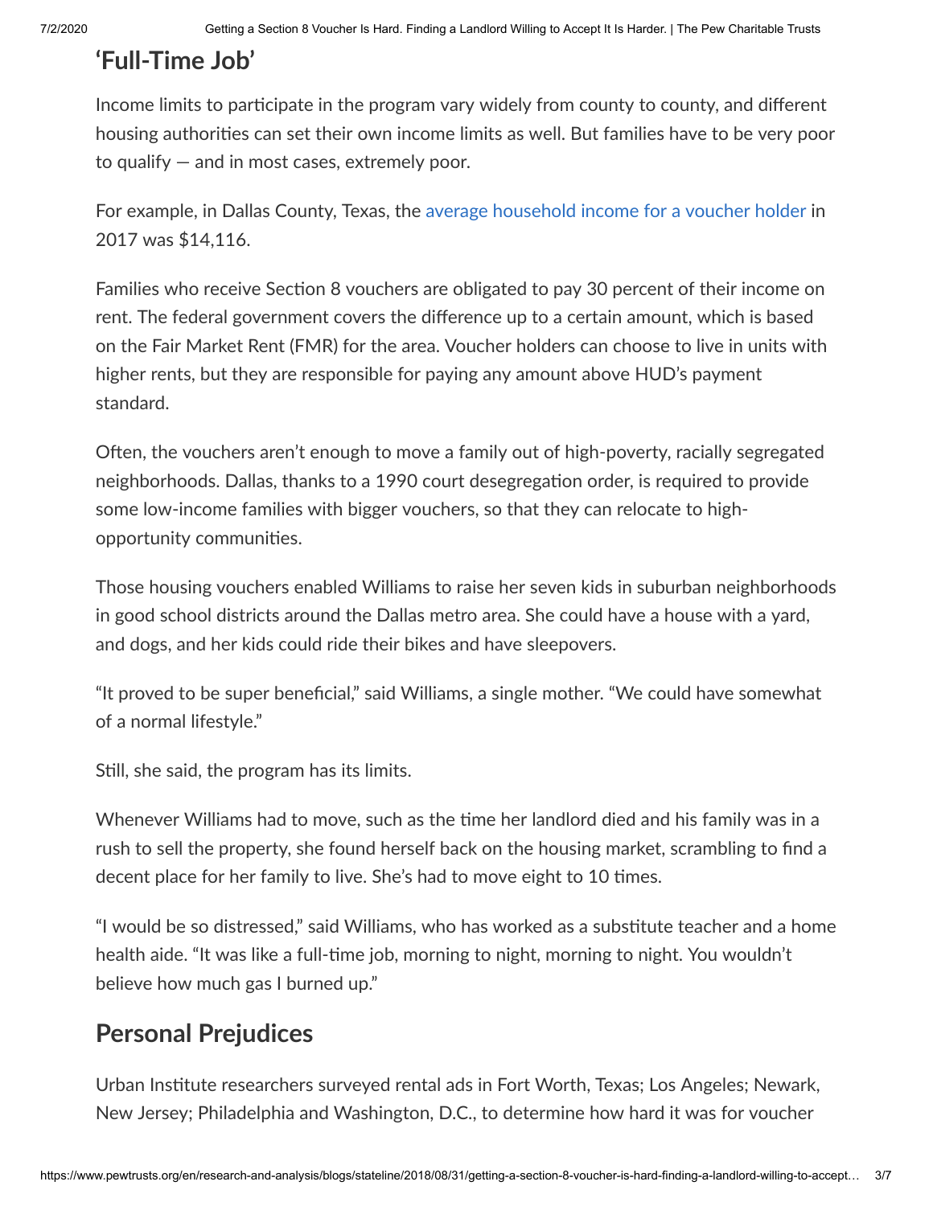## 'Full-Time Job'

Income limits to participate in the program vary widely from county to county, and different housing authorities can set their own income limits as well. But families have to be very poor to qualify — and in most cases, extremely poor.

For example, in Dallas County, Texas, the average household income for a voucher holder in 2017 was $14,116.

Families who receive Section 8 vouchers are obligated to pay 30 percent of their income on rent. The federal government covers the difference up to a certain amount, which is based on the Fair Market Rent (FMR) for the area. Voucher holders can choose to live in units with higher rents, but they are responsible for paying any amount above HUD's payment standard.

Often, the vouchers aren't enough to move a family out of high-poverty, racially segregated neighborhoods. Dallas, thanks to a 1990 court desegregation order, is required to provide some low-income families with bigger vouchers, so that they can relocate to high-opportunity communities.

Those housing vouchers enabled Williams to raise her seven kids in suburban neighborhoods in good school districts around the Dallas metro area. She could have a house with a yard, and dogs, and her kids could ride their bikes and have sleepovers.

"It proved to be super beneficial," said Williams, a single mother. "We could have somewhat of a normal lifestyle."

Still, she said, the program has its limits.

Whenever Williams had to move, such as the time her landlord died and his family was in a rush to sell the property, she found herself back on the housing market, scrambling to find a decent place for her family to live. She's had to move eight to 10 times.

"I would be so distressed," said Williams, who has worked as a substitute teacher and a home health aide. "It was like a full-time job, morning to night, morning to night. You wouldn't believe how much gas I burned up."

## Personal Prejudices

Urban Institute researchers surveyed rental ads in Fort Worth, Texas; Los Angeles; Newark, New Jersey; Philadelphia and Washington, D.C., to determine how hard it was for voucher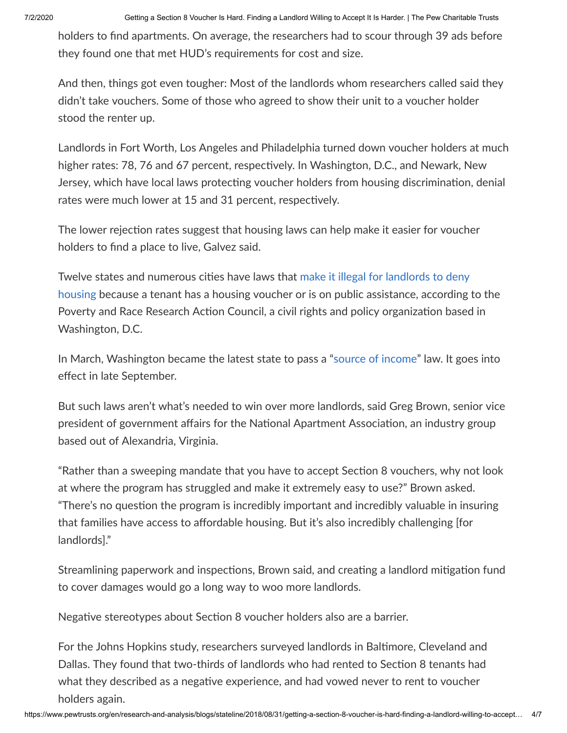holders to find apartments. On average, the researchers had to scour through 39 ads before they found one that met HUD's requirements for cost and size.

And then, things got even tougher: Most of the landlords whom researchers called said they didn't take vouchers. Some of those who agreed to show their unit to a voucher holder stood the renter up.

Landlords in Fort Worth, Los Angeles and Philadelphia turned down voucher holders at much higher rates: 78, 76 and 67 percent, respectively. In Washington, D.C., and Newark, New Jersey, which have local laws protecting voucher holders from housing discrimination, denial rates were much lower at 15 and 31 percent, respectively.

The lower rejection rates suggest that housing laws can help make it easier for voucher holders to find a place to live, Galvez said.

Twelve states and numerous cities have laws that make it illegal for landlords to deny housing because a tenant has a housing voucher or is on public assistance, according to the Poverty and Race Research Action Council, a civil rights and policy organization based in Washington, D.C.

In March, Washington became the latest state to pass a "source of income" law. It goes into effect in late September.

But such laws aren't what's needed to win over more landlords, said Greg Brown, senior vice president of government affairs for the National Apartment Association, an industry group based out of Alexandria, Virginia.

"Rather than a sweeping mandate that you have to accept Section 8 vouchers, why not look at where the program has struggled and make it extremely easy to use?" Brown asked. "There's no question the program is incredibly important and incredibly valuable in insuring that families have access to affordable housing. But it's also incredibly challenging [for landlords]."

Streamlining paperwork and inspections, Brown said, and creating a landlord mitigation fund to cover damages would go a long way to woo more landlords.

Negative stereotypes about Section 8 voucher holders also are a barrier.

For the Johns Hopkins study, researchers surveyed landlords in Baltimore, Cleveland and Dallas. They found that two-thirds of landlords who had rented to Section 8 tenants had what they described as a negative experience, and had vowed never to rent to voucher holders again.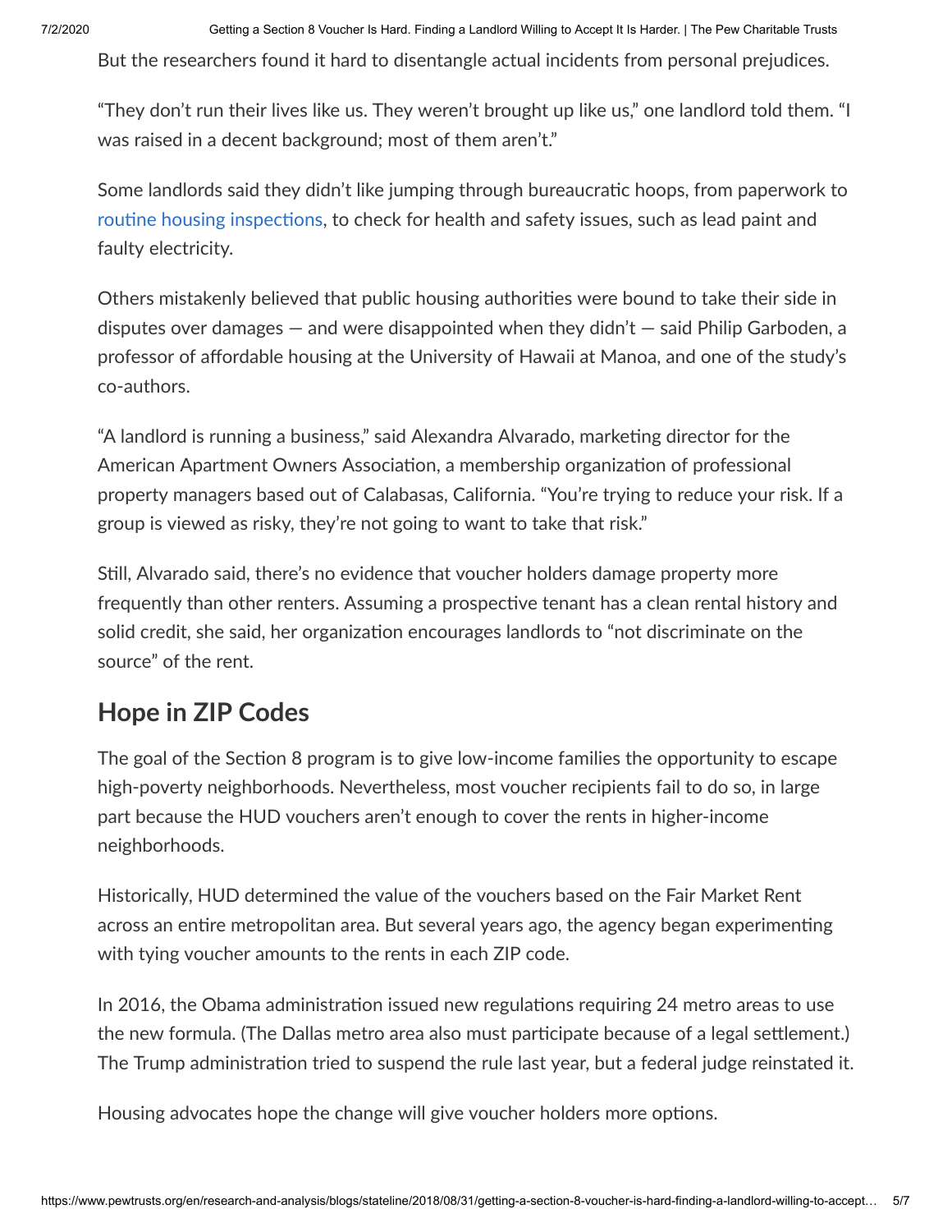But the researchers found it hard to disentangle actual incidents from personal prejudices.

"They don't run their lives like us. They weren't brought up like us," one landlord told them. "I was raised in a decent background; most of them aren't."

Some landlords said they didn't like jumping through bureaucratic hoops, from paperwork to routine housing inspections, to check for health and safety issues, such as lead paint and faulty electricity.

Others mistakenly believed that public housing authorities were bound to take their side in disputes over damages — and were disappointed when they didn't — said Philip Garboden, a professor of affordable housing at the University of Hawaii at Manoa, and one of the study's co-authors.

"A landlord is running a business," said Alexandra Alvarado, marketing director for the American Apartment Owners Association, a membership organization of professional property managers based out of Calabasas, California. "You're trying to reduce your risk. If a group is viewed as risky, they're not going to want to take that risk."

Still, Alvarado said, there's no evidence that voucher holders damage property more frequently than other renters. Assuming a prospective tenant has a clean rental history and solid credit, she said, her organization encourages landlords to "not discriminate on the source" of the rent.

## Hope in ZIP Codes

The goal of the Section 8 program is to give low-income families the opportunity to escape high-poverty neighborhoods. Nevertheless, most voucher recipients fail to do so, in large part because the HUD vouchers aren't enough to cover the rents in higher-income neighborhoods.

Historically, HUD determined the value of the vouchers based on the Fair Market Rent across an entire metropolitan area. But several years ago, the agency began experimenting with tying voucher amounts to the rents in each ZIP code.

In 2016, the Obama administration issued new regulations requiring 24 metro areas to use the new formula. (The Dallas metro area also must participate because of a legal settlement.) The Trump administration tried to suspend the rule last year, but a federal judge reinstated it.

Housing advocates hope the change will give voucher holders more options.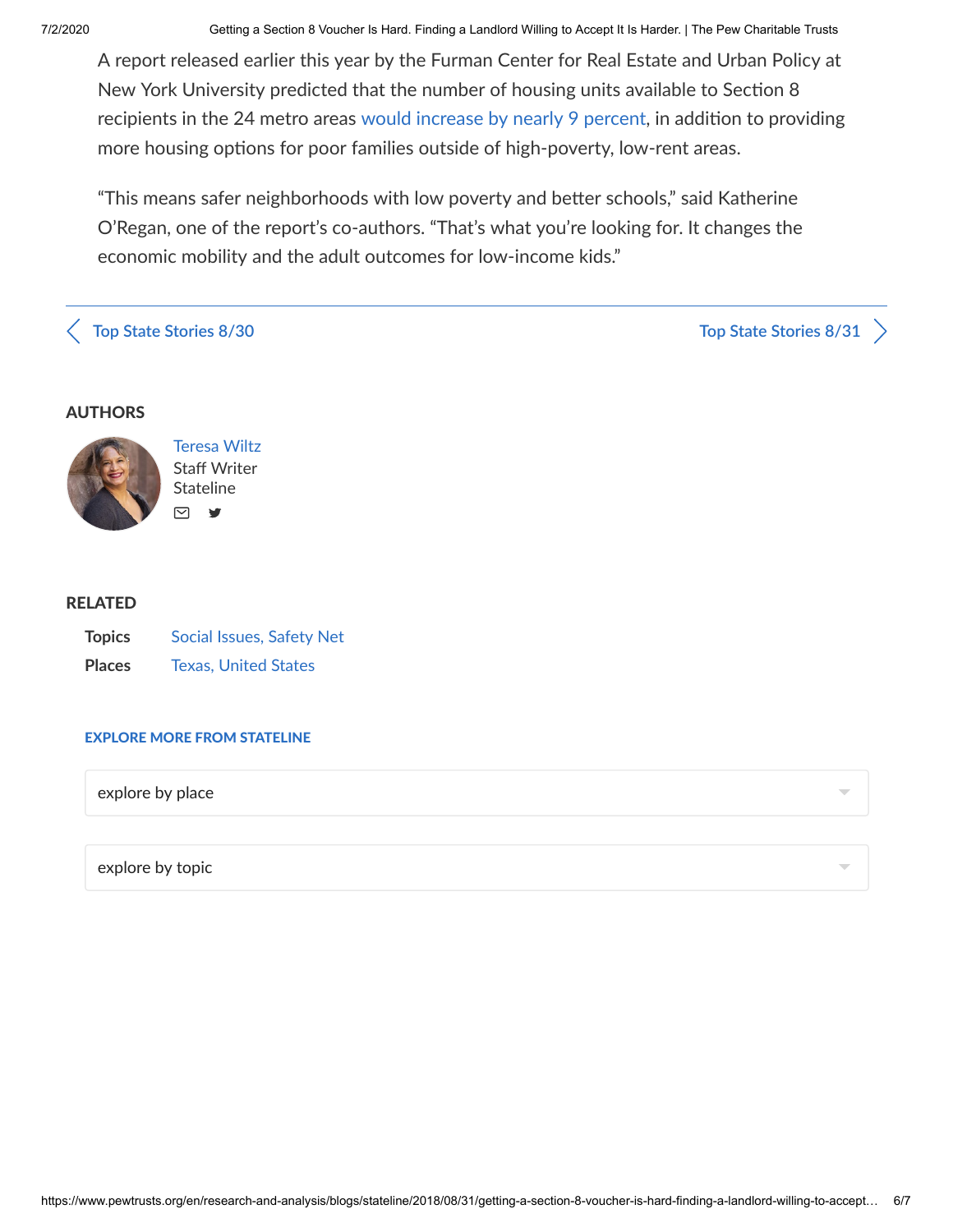A report released earlier this year by the Furman Center for Real Estate and Urban Policy at New York University predicted that the number of housing units available to Section 8 recipients in the 24 metro areas would increase by nearly 9 percent, in addition to providing more housing options for poor families outside of high-poverty, low-rent areas.

"This means safer neighborhoods with low poverty and better schools," said Katherine O'Regan, one of the report's co-authors. "That's what you're looking for. It changes the economic mobility and the adult outcomes for low-income kids."

< Top State Stories 8/30 | Top State Stories 8/31 >

## AUTHORS

Teresa Wiltz
Staff Writer
Stateline

## RELATED

**Topics** Social Issues, Safety Net

**Places** Texas, United States

**EXPLORE MORE FROM STATELINE**

explore by place

explore by topic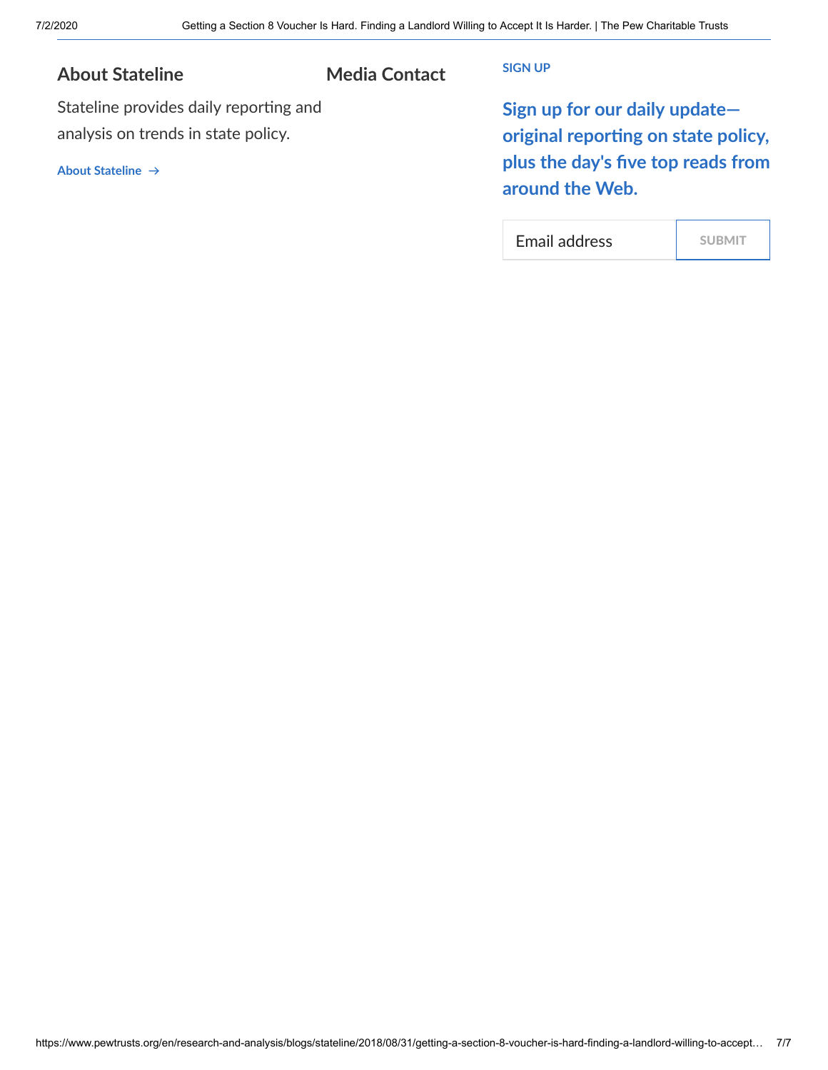## About Stateline

Stateline provides daily reporting and analysis on trends in state policy.

About Stateline →

## Media Contact

SIGN UP

**Sign up for our daily update—original reporting on state policy, plus the day's five top reads from around the Web.**

Email address

SUBMIT